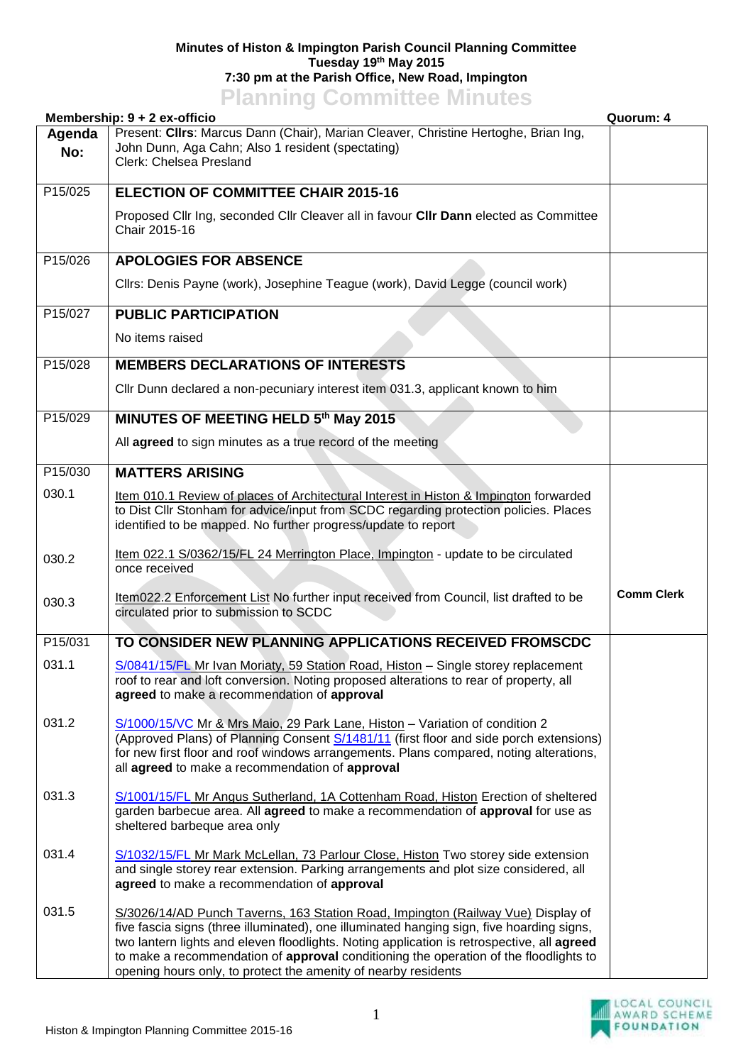**Minutes of Histon & Impington Parish Council Planning Committee**
**Tuesday 19th May 2015**
**7:30 pm at the Parish Office, New Road, Impington**

# Planning Committee Minutes

**Membership: 9 + 2 ex-officio** **Quorum: 4**

| Agenda No: | Present: **Cllrs**: Marcus Dann (Chair), Marian Cleaver, Christine Hertoghe, Brian Ing, John Dunn, Aga Cahn; Also 1 resident (spectating)<br>Clerk: Chelsea Presland | |
|---|---|---|
| P15/025 | **ELECTION OF COMMITTEE CHAIR 2015-16**<br><br>Proposed Cllr Ing, seconded Cllr Cleaver all in favour **Cllr Dann** elected as Committee Chair 2015-16 | |
| P15/026 | **APOLOGIES FOR ABSENCE**<br><br>Cllrs: Denis Payne (work), Josephine Teague (work), David Legge (council work) | |
| P15/027 | **PUBLIC PARTICIPATION**<br><br>No items raised | |
| P15/028 | **MEMBERS DECLARATIONS OF INTERESTS**<br><br>Cllr Dunn declared a non-pecuniary interest item 031.3, applicant known to him | |
| P15/029 | **MINUTES OF MEETING HELD 5th May 2015**<br><br>All **agreed** to sign minutes as a true record of the meeting | |
| P15/030 | **MATTERS ARISING** | |
| 030.1 | Item 010.1 Review of places of Architectural Interest in Histon & Impington forwarded to Dist Cllr Stonham for advice/input from SCDC regarding protection policies. Places identified to be mapped. No further progress/update to report | |
| 030.2 | Item 022.1 S/0362/15/FL 24 Merrington Place, Impington - update to be circulated once received | |
| 030.3 | Item022.2 Enforcement List No further input received from Council, list drafted to be circulated prior to submission to SCDC | **Comm Clerk** |
| P15/031 | **TO CONSIDER NEW PLANNING APPLICATIONS RECEIVED FROMSCDC** | |
| 031.1 | S/0841/15/FL Mr Ivan Moriaty, 59 Station Road, Histon – Single storey replacement roof to rear and loft conversion. Noting proposed alterations to rear of property, all **agreed** to make a recommendation of **approval** | |
| 031.2 | S/1000/15/VC Mr & Mrs Maio, 29 Park Lane, Histon – Variation of condition 2 (Approved Plans) of Planning Consent S/1481/11 (first floor and side porch extensions) for new first floor and roof windows arrangements. Plans compared, noting alterations, all **agreed** to make a recommendation of **approval** | |
| 031.3 | S/1001/15/FL Mr Angus Sutherland, 1A Cottenham Road, Histon Erection of sheltered garden barbecue area. All **agreed** to make a recommendation of **approval** for use as sheltered barbeque area only | |
| 031.4 | S/1032/15/FL Mr Mark McLellan, 73 Parlour Close, Histon Two storey side extension and single storey rear extension. Parking arrangements and plot size considered, all **agreed** to make a recommendation of **approval** | |
| 031.5 | S/3026/14/AD Punch Taverns, 163 Station Road, Impington (Railway Vue) Display of five fascia signs (three illuminated), one illuminated hanging sign, five hoarding signs, two lantern lights and eleven floodlights. Noting application is retrospective, all **agreed** to make a recommendation of **approval** conditioning the operation of the floodlights to opening hours only, to protect the amenity of nearby residents | |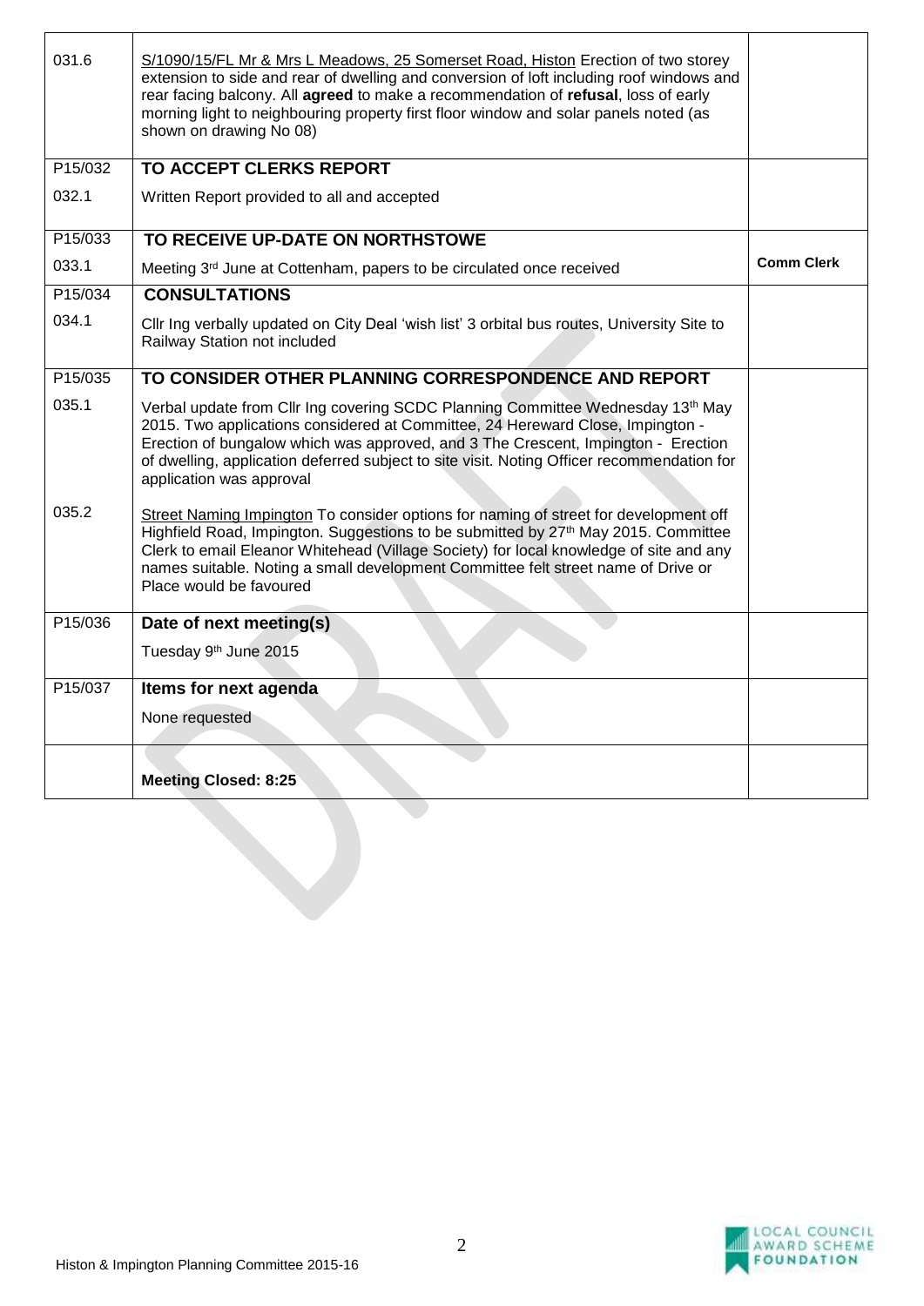| | | |
|---|---|---|
| 031.6 | S/1090/15/FL Mr & Mrs L Meadows, 25 Somerset Road, Histon Erection of two storey extension to side and rear of dwelling and conversion of loft including roof windows and rear facing balcony. All **agreed** to make a recommendation of **refusal**, loss of early morning light to neighbouring property first floor window and solar panels noted (as shown on drawing No 08) | |
| P15/032 | **TO ACCEPT CLERKS REPORT** | |
| 032.1 | Written Report provided to all and accepted | |
| P15/033 | **TO RECEIVE UP-DATE ON NORTHSTOWE** | |
| 033.1 | Meeting 3rd June at Cottenham, papers to be circulated once received | **Comm Clerk** |
| P15/034 | **CONSULTATIONS** | |
| 034.1 | Cllr Ing verbally updated on City Deal 'wish list' 3 orbital bus routes, University Site to Railway Station not included | |
| P15/035 | **TO CONSIDER OTHER PLANNING CORRESPONDENCE AND REPORT** | |
| 035.1 | Verbal update from Cllr Ing covering SCDC Planning Committee Wednesday 13th May 2015. Two applications considered at Committee, 24 Hereward Close, Impington - Erection of bungalow which was approved, and 3 The Crescent, Impington - Erection of dwelling, application deferred subject to site visit. Noting Officer recommendation for application was approval | |
| 035.2 | Street Naming Impington To consider options for naming of street for development off Highfield Road, Impington. Suggestions to be submitted by 27th May 2015. Committee Clerk to email Eleanor Whitehead (Village Society) for local knowledge of site and any names suitable. Noting a small development Committee felt street name of Drive or Place would be favoured | |
| P15/036 | **Date of next meeting(s)** | |
| | Tuesday 9th June 2015 | |
| P15/037 | **Items for next agenda** | |
| | None requested | |
| | **Meeting Closed: 8:25** | |

Histon & Impington Planning Committee 2015-16